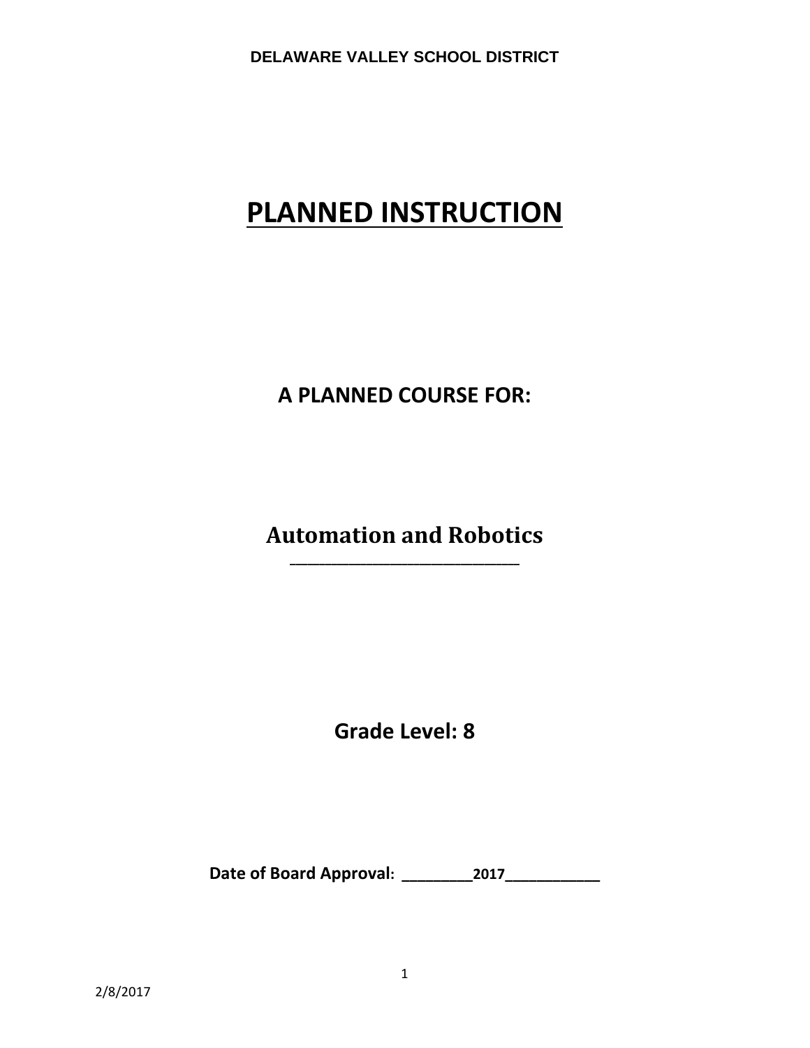DELAWARE VALLEY SCHOOL DISTRICT

# PLANNED INSTRUCTION

## A PLANNED COURSE FOR:

## Automation and Robotics

## Grade Level: 8

**Date of Board Approval: _________2017____________**

2/8/2017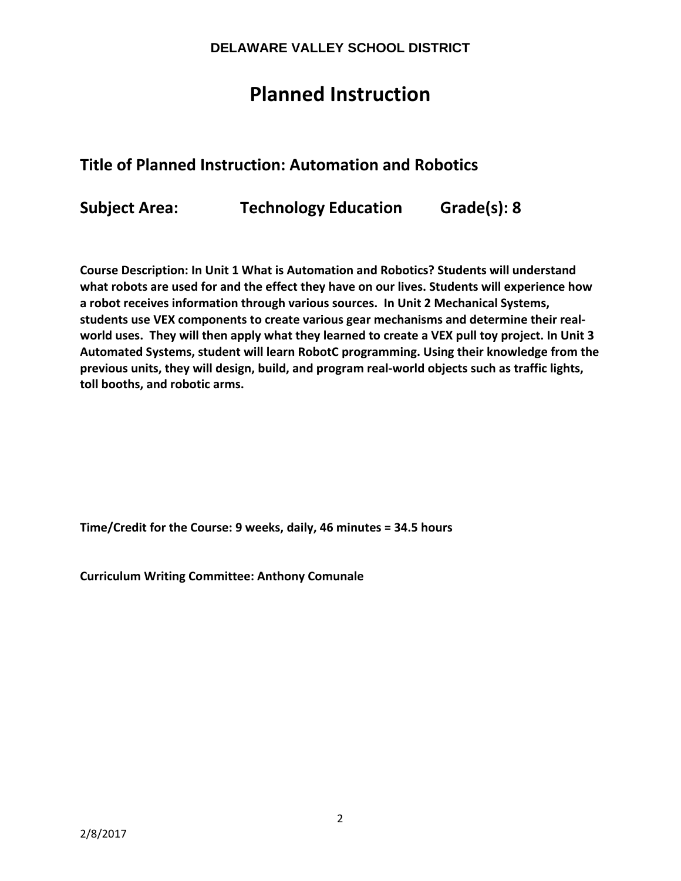**DELAWARE VALLEY SCHOOL DISTRICT**

# Planned Instruction

## Title of Planned Instruction: Automation and Robotics

## Subject Area: Technology Education Grade(s): 8

**Course Description: In Unit 1 What is Automation and Robotics? Students will understand what robots are used for and the effect they have on our lives. Students will experience how a robot receives information through various sources. In Unit 2 Mechanical Systems, students use VEX components to create various gear mechanisms and determine their real-world uses. They will then apply what they learned to create a VEX pull toy project. In Unit 3 Automated Systems, student will learn RobotC programming. Using their knowledge from the previous units, they will design, build, and program real-world objects such as traffic lights, toll booths, and robotic arms.**

**Time/Credit for the Course: 9 weeks, daily, 46 minutes = 34.5 hours**

**Curriculum Writing Committee: Anthony Comunale**

2/8/2017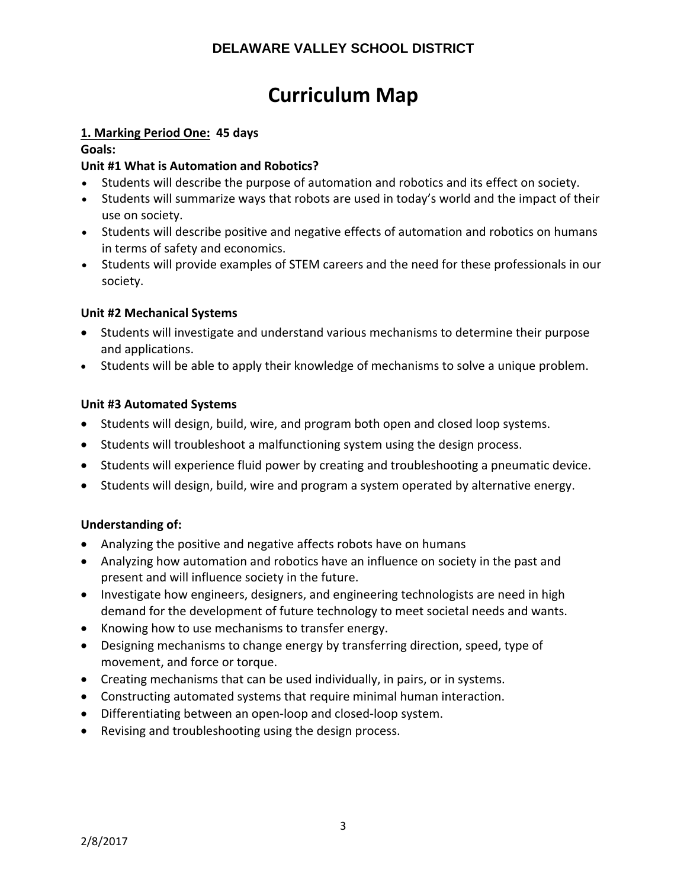# Curriculum Map

**1. Marking Period One: 45 days**

**Goals:**

**Unit #1 What is Automation and Robotics?**

- Students will describe the purpose of automation and robotics and its effect on society.
- Students will summarize ways that robots are used in today's world and the impact of their use on society.
- Students will describe positive and negative effects of automation and robotics on humans in terms of safety and economics.
- Students will provide examples of STEM careers and the need for these professionals in our society.

**Unit #2 Mechanical Systems**

- Students will investigate and understand various mechanisms to determine their purpose and applications.
- Students will be able to apply their knowledge of mechanisms to solve a unique problem.

**Unit #3 Automated Systems**

- Students will design, build, wire, and program both open and closed loop systems.
- Students will troubleshoot a malfunctioning system using the design process.
- Students will experience fluid power by creating and troubleshooting a pneumatic device.
- Students will design, build, wire and program a system operated by alternative energy.

**Understanding of:**

- Analyzing the positive and negative affects robots have on humans
- Analyzing how automation and robotics have an influence on society in the past and present and will influence society in the future.
- Investigate how engineers, designers, and engineering technologists are need in high demand for the development of future technology to meet societal needs and wants.
- Knowing how to use mechanisms to transfer energy.
- Designing mechanisms to change energy by transferring direction, speed, type of movement, and force or torque.
- Creating mechanisms that can be used individually, in pairs, or in systems.
- Constructing automated systems that require minimal human interaction.
- Differentiating between an open-loop and closed-loop system.
- Revising and troubleshooting using the design process.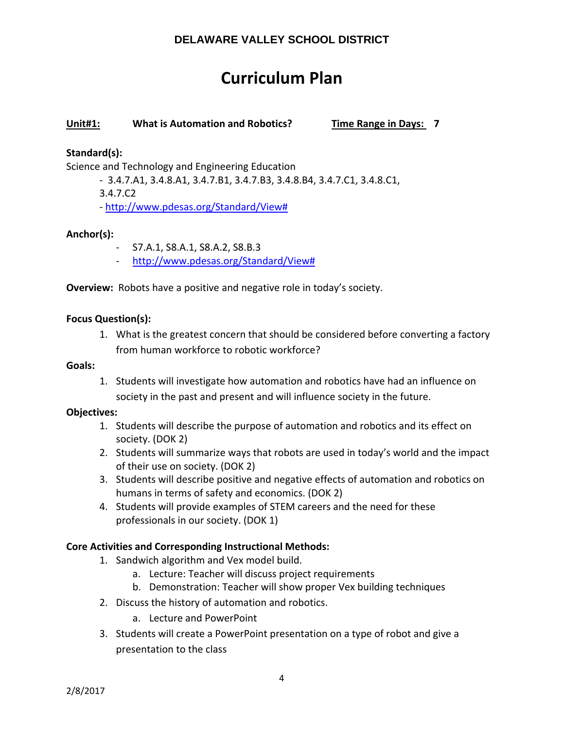DELAWARE VALLEY SCHOOL DISTRICT

# Curriculum Plan

**Unit#1:** **What is Automation and Robotics?** **Time Range in Days: 7**

**Standard(s):**

Science and Technology and Engineering Education

- 3.4.7.A1, 3.4.8.A1, 3.4.7.B1, 3.4.7.B3, 3.4.8.B4, 3.4.7.C1, 3.4.8.C1, 3.4.7.C2
- http://www.pdesas.org/Standard/View#

**Anchor(s):**

- S7.A.1, S8.A.1, S8.A.2, S8.B.3
- http://www.pdesas.org/Standard/View#

**Overview:** Robots have a positive and negative role in today's society.

**Focus Question(s):**

1. What is the greatest concern that should be considered before converting a factory from human workforce to robotic workforce?

**Goals:**

1. Students will investigate how automation and robotics have had an influence on society in the past and present and will influence society in the future.

**Objectives:**

1. Students will describe the purpose of automation and robotics and its effect on society. (DOK 2)
2. Students will summarize ways that robots are used in today's world and the impact of their use on society. (DOK 2)
3. Students will describe positive and negative effects of automation and robotics on humans in terms of safety and economics. (DOK 2)
4. Students will provide examples of STEM careers and the need for these professionals in our society. (DOK 1)

**Core Activities and Corresponding Instructional Methods:**

1. Sandwich algorithm and Vex model build.
   a. Lecture: Teacher will discuss project requirements
   b. Demonstration: Teacher will show proper Vex building techniques
2. Discuss the history of automation and robotics.
   a. Lecture and PowerPoint
3. Students will create a PowerPoint presentation on a type of robot and give a presentation to the class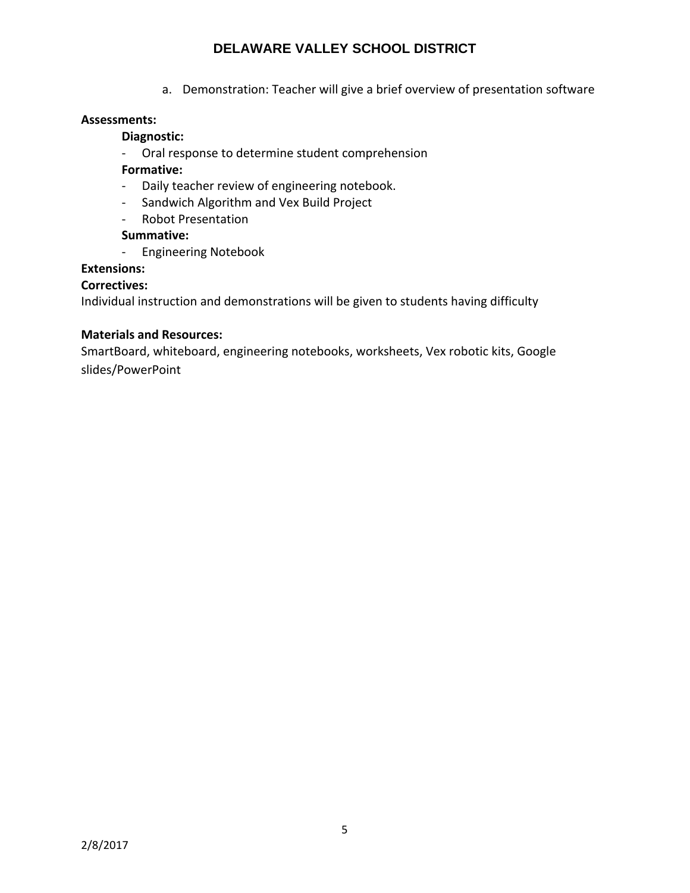a. Demonstration: Teacher will give a brief overview of presentation software

**Assessments:**

**Diagnostic:**

- Oral response to determine student comprehension

**Formative:**

- Daily teacher review of engineering notebook.
- Sandwich Algorithm and Vex Build Project
- Robot Presentation

**Summative:**

- Engineering Notebook

**Extensions:**

**Correctives:**

Individual instruction and demonstrations will be given to students having difficulty

**Materials and Resources:**

SmartBoard, whiteboard, engineering notebooks, worksheets, Vex robotic kits, Google slides/PowerPoint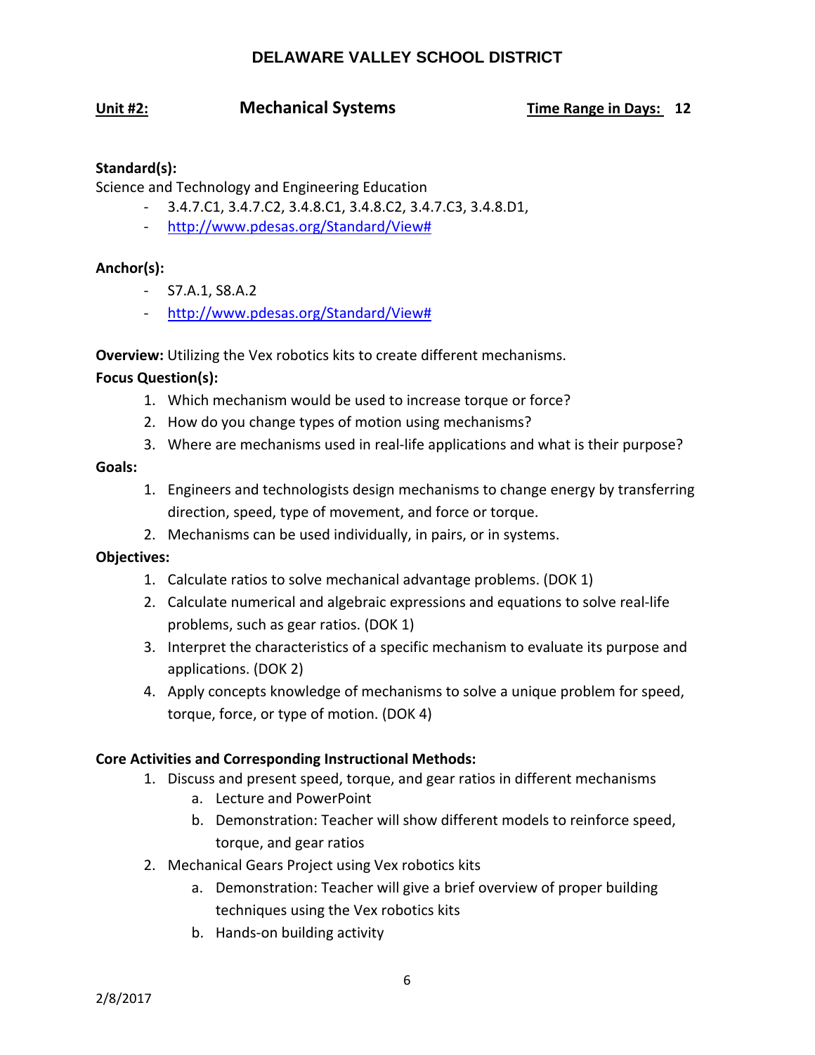# DELAWARE VALLEY SCHOOL DISTRICT

**Unit #2:** **Mechanical Systems** **Time Range in Days: 12**

**Standard(s):**

Science and Technology and Engineering Education

- 3.4.7.C1, 3.4.7.C2, 3.4.8.C1, 3.4.8.C2, 3.4.7.C3, 3.4.8.D1,
- http://www.pdesas.org/Standard/View#

**Anchor(s):**

- S7.A.1, S8.A.2
- http://www.pdesas.org/Standard/View#

**Overview:** Utilizing the Vex robotics kits to create different mechanisms.

**Focus Question(s):**

1. Which mechanism would be used to increase torque or force?
2. How do you change types of motion using mechanisms?
3. Where are mechanisms used in real-life applications and what is their purpose?

**Goals:**

1. Engineers and technologists design mechanisms to change energy by transferring direction, speed, type of movement, and force or torque.
2. Mechanisms can be used individually, in pairs, or in systems.

**Objectives:**

1. Calculate ratios to solve mechanical advantage problems. (DOK 1)
2. Calculate numerical and algebraic expressions and equations to solve real-life problems, such as gear ratios. (DOK 1)
3. Interpret the characteristics of a specific mechanism to evaluate its purpose and applications. (DOK 2)
4. Apply concepts knowledge of mechanisms to solve a unique problem for speed, torque, force, or type of motion. (DOK 4)

**Core Activities and Corresponding Instructional Methods:**

1. Discuss and present speed, torque, and gear ratios in different mechanisms
   a. Lecture and PowerPoint
   b. Demonstration: Teacher will show different models to reinforce speed, torque, and gear ratios
2. Mechanical Gears Project using Vex robotics kits
   a. Demonstration: Teacher will give a brief overview of proper building techniques using the Vex robotics kits
   b. Hands-on building activity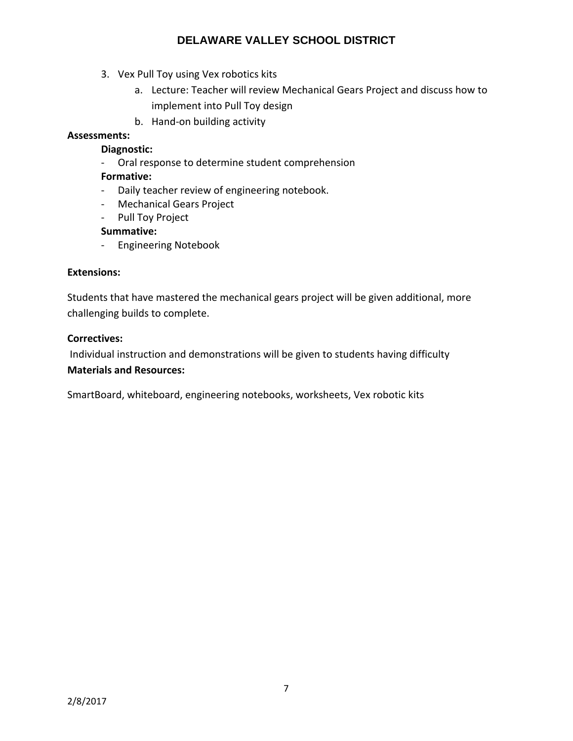3. Vex Pull Toy using Vex robotics kits
    a. Lecture: Teacher will review Mechanical Gears Project and discuss how to implement into Pull Toy design
    b. Hand-on building activity

**Assessments:**

**Diagnostic:**

- Oral response to determine student comprehension

**Formative:**

- Daily teacher review of engineering notebook.
- Mechanical Gears Project
- Pull Toy Project

**Summative:**

- Engineering Notebook

**Extensions:**

Students that have mastered the mechanical gears project will be given additional, more challenging builds to complete.

**Correctives:**

Individual instruction and demonstrations will be given to students having difficulty

**Materials and Resources:**

SmartBoard, whiteboard, engineering notebooks, worksheets, Vex robotic kits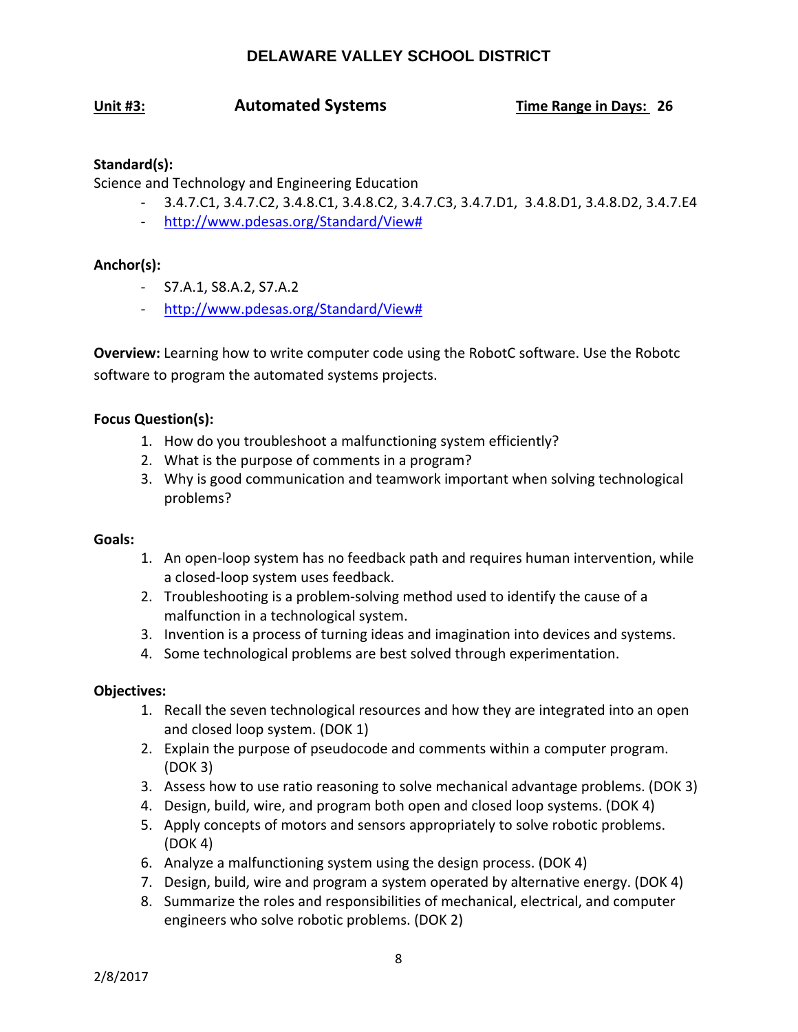## DELAWARE VALLEY SCHOOL DISTRICT

**Unit #3:** **Automated Systems** **Time Range in Days: 26**

**Standard(s):**

Science and Technology and Engineering Education

- 3.4.7.C1, 3.4.7.C2, 3.4.8.C1, 3.4.8.C2, 3.4.7.C3, 3.4.7.D1, 3.4.8.D1, 3.4.8.D2, 3.4.7.E4
- http://www.pdesas.org/Standard/View#

**Anchor(s):**

- S7.A.1, S8.A.2, S7.A.2
- http://www.pdesas.org/Standard/View#

**Overview:** Learning how to write computer code using the RobotC software. Use the Robotc software to program the automated systems projects.

**Focus Question(s):**

1. How do you troubleshoot a malfunctioning system efficiently?
2. What is the purpose of comments in a program?
3. Why is good communication and teamwork important when solving technological problems?

**Goals:**

1. An open-loop system has no feedback path and requires human intervention, while a closed-loop system uses feedback.
2. Troubleshooting is a problem-solving method used to identify the cause of a malfunction in a technological system.
3. Invention is a process of turning ideas and imagination into devices and systems.
4. Some technological problems are best solved through experimentation.

**Objectives:**

1. Recall the seven technological resources and how they are integrated into an open and closed loop system. (DOK 1)
2. Explain the purpose of pseudocode and comments within a computer program. (DOK 3)
3. Assess how to use ratio reasoning to solve mechanical advantage problems. (DOK 3)
4. Design, build, wire, and program both open and closed loop systems. (DOK 4)
5. Apply concepts of motors and sensors appropriately to solve robotic problems. (DOK 4)
6. Analyze a malfunctioning system using the design process. (DOK 4)
7. Design, build, wire and program a system operated by alternative energy. (DOK 4)
8. Summarize the roles and responsibilities of mechanical, electrical, and computer engineers who solve robotic problems. (DOK 2)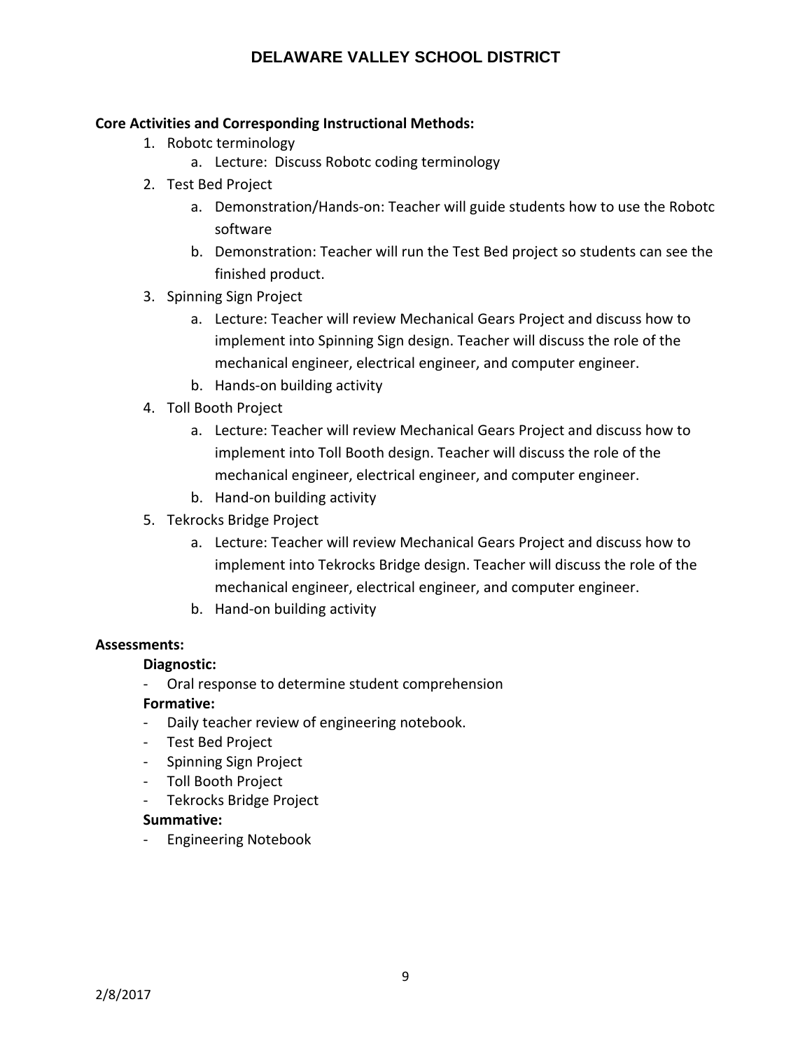**Core Activities and Corresponding Instructional Methods:**

1. Robotc terminology
    a. Lecture: Discuss Robotc coding terminology
2. Test Bed Project
    a. Demonstration/Hands-on: Teacher will guide students how to use the Robotc software
    b. Demonstration: Teacher will run the Test Bed project so students can see the finished product.
3. Spinning Sign Project
    a. Lecture: Teacher will review Mechanical Gears Project and discuss how to implement into Spinning Sign design. Teacher will discuss the role of the mechanical engineer, electrical engineer, and computer engineer.
    b. Hands-on building activity
4. Toll Booth Project
    a. Lecture: Teacher will review Mechanical Gears Project and discuss how to implement into Toll Booth design. Teacher will discuss the role of the mechanical engineer, electrical engineer, and computer engineer.
    b. Hand-on building activity
5. Tekrocks Bridge Project
    a. Lecture: Teacher will review Mechanical Gears Project and discuss how to implement into Tekrocks Bridge design. Teacher will discuss the role of the mechanical engineer, electrical engineer, and computer engineer.
    b. Hand-on building activity

**Assessments:**

**Diagnostic:**

- Oral response to determine student comprehension

**Formative:**

- Daily teacher review of engineering notebook.
- Test Bed Project
- Spinning Sign Project
- Toll Booth Project
- Tekrocks Bridge Project

**Summative:**

- Engineering Notebook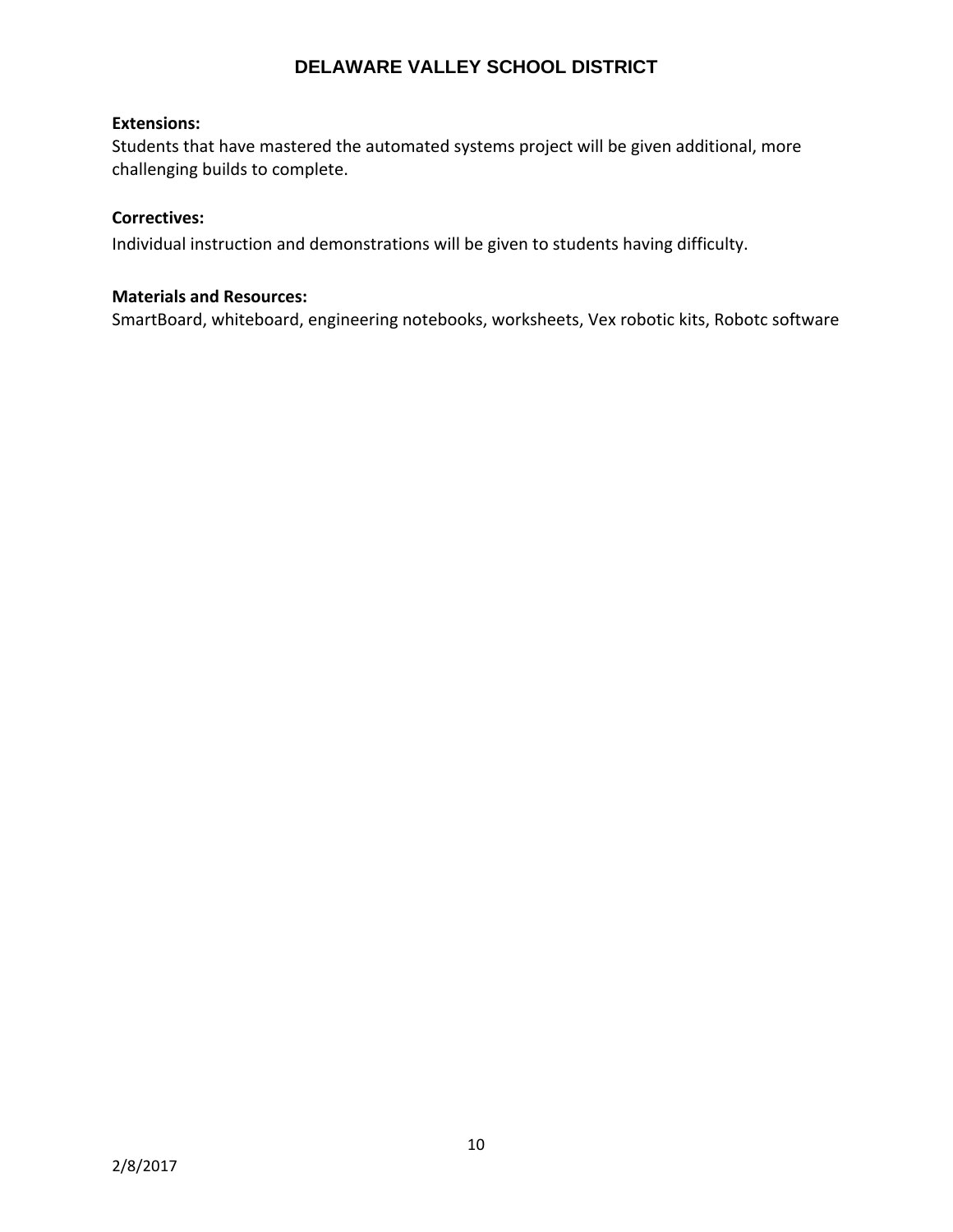**Extensions:**
Students that have mastered the automated systems project will be given additional, more challenging builds to complete.

**Correctives:**
Individual instruction and demonstrations will be given to students having difficulty.

**Materials and Resources:**
SmartBoard, whiteboard, engineering notebooks, worksheets, Vex robotic kits, Robotc software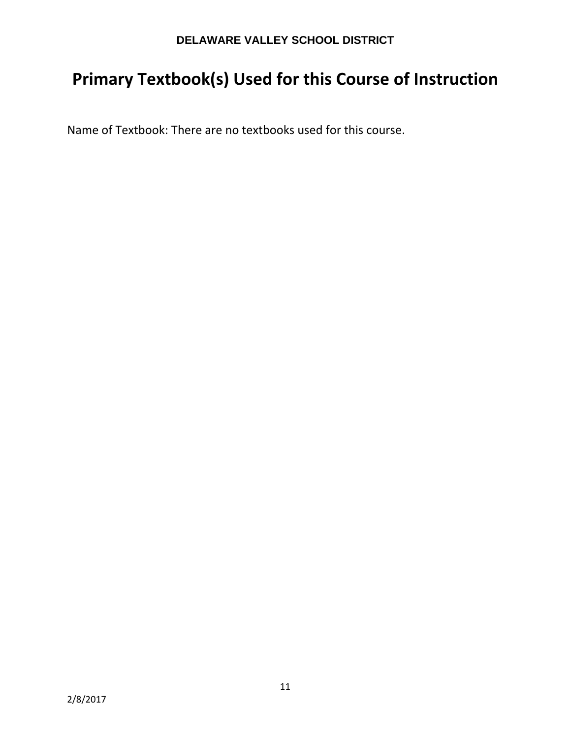# Primary Textbook(s) Used for this Course of Instruction

Name of Textbook: There are no textbooks used for this course.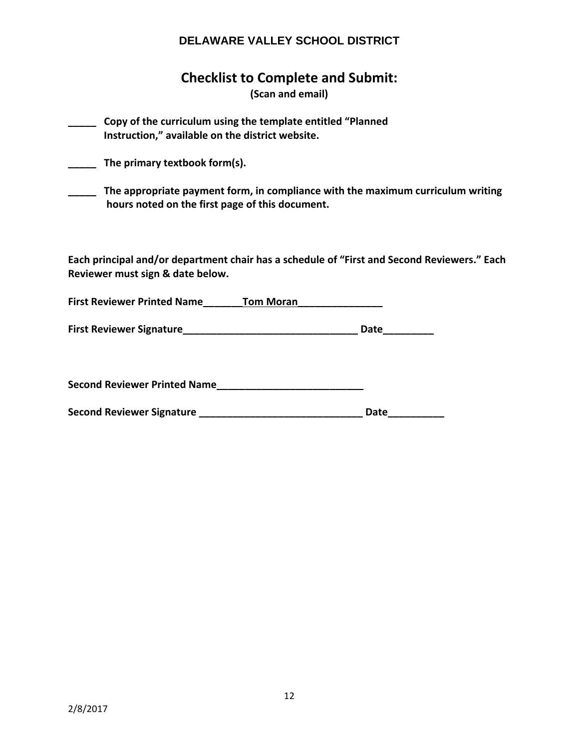**DELAWARE VALLEY SCHOOL DISTRICT**

## Checklist to Complete and Submit:

**(Scan and email)**

**_____ Copy of the curriculum using the template entitled "Planned Instruction," available on the district website.**

**_____ The primary textbook form(s).**

**_____ The appropriate payment form, in compliance with the maximum curriculum writing hours noted on the first page of this document.**

**Each principal and/or department chair has a schedule of "First and Second Reviewers." Each Reviewer must sign & date below.**

**First Reviewer Printed Name_______Tom Moran_______________**

**First Reviewer Signature_______________________________ Date_________**

**Second Reviewer Printed Name__________________________**

**Second Reviewer Signature _____________________________ Date__________**

2/8/2017